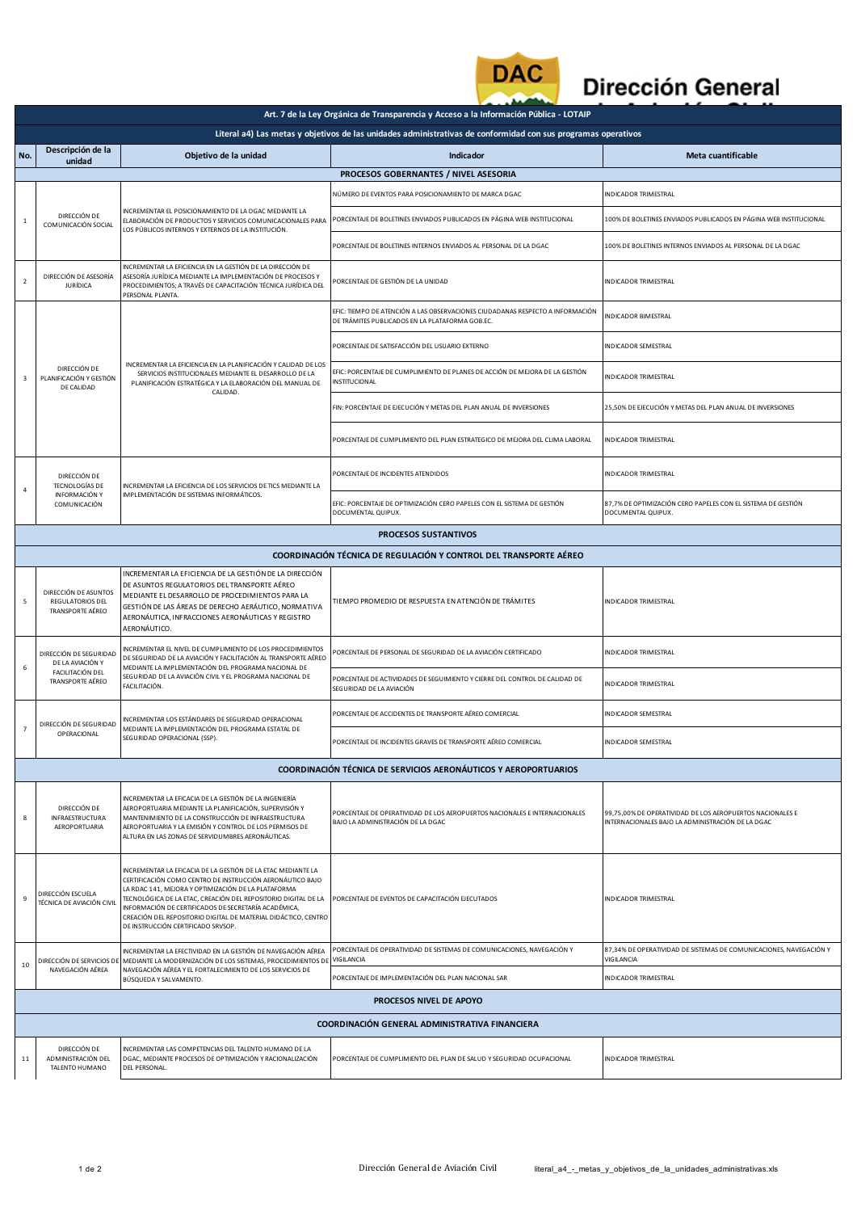# Dirección General de Aviación Civil

| No. | Descripción de la unidad | Objetivo de la unidad | Indicador | Meta cuantificable |
|---|---|---|---|---|
| **Art. 7 de la Ley Orgánica de Transparencia y Acceso a la Información Pública - LOTAIP** | | | | |
| **Literal a4) Las metas y objetivos de las unidades administrativas de conformidad con sus programas operativos** | | | | |
| **PROCESOS GOBERNANTES / NIVEL ASESORIA** | | | | |
| 1 | DIRECCIÓN DE COMUNICACIÓN SOCIAL | INCREMENTAR EL POSICIONAMIENTO DE LA DGAC MEDIANTE LA ELABORACIÓN DE PRODUCTOS Y SERVICIOS COMUNICACIONALES PARA LOS PÚBLICOS INTERNOS Y EXTERNOS DE LA INSTITUCIÓN. | NÚMERO DE EVENTOS PARA POSICIONAMIENTO DE MARCA DGAC | INDICADOR TRIMESTRAL |
| | | | PORCENTAJE DE BOLETINES ENVIADOS PUBLICADOS EN PÁGINA WEB INSTITUCIONAL | 100% DE BOLETINES ENVIADOS PUBLICADOS EN PÁGINA WEB INSTITUCIONAL |
| | | | PORCENTAJE DE BOLETINES INTERNOS ENVIADOS AL PERSONAL DE LA DGAC | 100% DE BOLETINES INTERNOS ENVIADOS AL PERSONAL DE LA DGAC |
| 2 | DIRECCIÓN DE ASESORÍA JURÍDICA | INCREMENTAR LA EFICIENCIA EN LA GESTIÓN DE LA DIRECCIÓN DE ASESORÍA JURÍDICA MEDIANTE LA IMPLEMENTACIÓN DE PROCESOS Y PROCEDIMIENTOS; A TRAVÉS DE CAPACITACIÓN TÉCNICA JURÍDICA DEL PERSONAL PLANTA. | PORCENTAJE DE GESTIÓN DE LA UNIDAD | INDICADOR TRIMESTRAL |
| 3 | DIRECCIÓN DE PLANIFICACIÓN Y GESTIÓN DE CALIDAD | INCREMENTAR LA EFICIENCIA EN LA PLANIFICACIÓN Y CALIDAD DE LOS SERVICIOS INSTITUCIONALES MEDIANTE EL DESARROLLO DE LA PLANIFICACIÓN ESTRATÉGICA Y LA ELABORACIÓN DEL MANUAL DE CALIDAD. | EFIC: TIEMPO DE ATENCIÓN A LAS OBSERVACIONES CIUDADANAS RESPECTO A INFORMACIÓN DE TRÁMITES PUBLICADOS EN LA PLATAFORMA GOB.EC. | INDICADOR BIMESTRAL |
| | | | PORCENTAJE DE SATISFACCIÓN DEL USUARIO EXTERNO | INDICADOR SEMESTRAL |
| | | | EFIC: PORCENTAJE DE CUMPLIMIENTO DE PLANES DE ACCIÓN DE MEJORA DE LA GESTIÓN INSTITUCIONAL | INDICADOR TRIMESTRAL |
| | | | FIN: PORCENTAJE DE EJECUCIÓN Y METAS DEL PLAN ANUAL DE INVERSIONES | 25,50% DE EJECUCIÓN Y METAS DEL PLAN ANUAL DE INVERSIONES |
| | | | PORCENTAJE DE CUMPLIMIENTO DEL PLAN ESTRATEGICO DE MEJORA DEL CLIMA LABORAL | INDICADOR TRIMESTRAL |
| 4 | DIRECCIÓN DE TECNOLOGÍAS DE INFORMACIÓN Y COMUNICACIÓN | INCREMENTAR LA EFICIENCIA DE LOS SERVICIOS DE TICS MEDIANTE LA IMPLEMENTACIÓN DE SISTEMAS INFORMÁTICOS. | PORCENTAJE DE INCIDENTES ATENDIDOS | INDICADOR TRIMESTRAL |
| | | | EFIC: PORCENTAJE DE OPTIMIZACIÓN CERO PAPELES CON EL SISTEMA DE GESTIÓN DOCUMENTAL QUIPUX. | 87,7% DE OPTIMIZACIÓN CERO PAPELES CON EL SISTEMA DE GESTIÓN DOCUMENTAL QUIPUX. |
| **PROCESOS SUSTANTIVOS** | | | | |
| **COORDINACIÓN TÉCNICA DE REGULACIÓN Y CONTROL DEL TRANSPORTE AÉREO** | | | | |
| 5 | DIRECCIÓN DE ASUNTOS REGULATORIOS DEL TRANSPORTE AÉREO | INCREMENTAR LA EFICIENCIA DE LA GESTIÓN DE LA DIRECCIÓN DE ASUNTOS REGULATORIOS DEL TRANSPORTE AÉREO MEDIANTE EL DESARROLLO DE PROCEDIMIENTOS PARA LA GESTIÓN DE LAS ÁREAS DE DERECHO AERÁUTICO, NORMATIVA AERONÁUTICA, INFRACCIONES AERONÁUTICAS Y REGISTRO AERONÁUTICO. | TIEMPO PROMEDIO DE RESPUESTA EN ATENCIÓN DE TRÁMITES | INDICADOR TRIMESTRAL |
| 6 | DIRECCIÓN DE SEGURIDAD DE LA AVIACIÓN Y FACILITACIÓN DEL TRANSPORTE AÉREO | INCREMENTAR EL NIVEL DE CUMPLIMIENTO DE LOS PROCEDIMIENTOS DE SEGURIDAD DE LA AVIACIÓN Y FACILITACIÓN AL TRANSPORTE AÉREO MEDIANTE LA IMPLEMENTACIÓN DEL PROGRAMA NACIONAL DE SEGURIDAD DE LA AVIACIÓN CIVIL Y EL PROGRAMA NACIONAL DE FACILITACIÓN. | PORCENTAJE DE PERSONAL DE SEGURIDAD DE LA AVIACIÓN CERTIFICADO | INDICADOR TRIMESTRAL |
| | | | PORCENTAJE DE ACTIVIDADES DE SEGUIMIENTO Y CIERRE DEL CONTROL DE CALIDAD DE SEGURIDAD DE LA AVIACIÓN | INDICADOR TRIMESTRAL |
| 7 | DIRECCIÓN DE SEGURIDAD OPERACIONAL | INCREMENTAR LOS ESTÁNDARES DE SEGURIDAD OPERACIONAL MEDIANTE LA IMPLEMENTACIÓN DEL PROGRAMA ESTATAL DE SEGURIDAD OPERACIONAL (SSP). | PORCENTAJE DE ACCIDENTES DE TRANSPORTE AÉREO COMERCIAL | INDICADOR SEMESTRAL |
| | | | PORCENTAJE DE INCIDENTES GRAVES DE TRANSPORTE AÉREO COMERCIAL | INDICADOR SEMESTRAL |
| **COORDINACIÓN TÉCNICA DE SERVICIOS AERONÁUTICOS Y AEROPORTUARIOS** | | | | |
| 8 | DIRECCIÓN DE INFRAESTRUCTURA AEROPORTUARIA | INCREMENTAR LA EFICACIA DE LA GESTIÓN DE LA INGENIERÍA AEROPORTUARIA MEDIANTE LA PLANIFICACIÓN, SUPERVISIÓN Y MANTENIMIENTO DE LA CONSTRUCCIÓN DE INFRAESTRUCTURA AEROPORTUARIA Y LA EMISIÓN Y CONTROL DE LOS PERMISOS DE ALTURA EN LAS ZONAS DE SERVIDUMBRES AERONÁUTICAS. | PORCENTAJE DE OPERATIVIDAD DE LOS AEROPUERTOS NACIONALES E INTERNACIONALES BAJO LA ADMINISTRACIÓN DE LA DGAC | 99,75,00% DE OPERATIVIDAD DE LOS AEROPUERTOS NACIONALES E INTERNACIONALES BAJO LA ADMINISTRACIÓN DE LA DGAC |
| 9 | DIRECCIÓN ESCUELA TÉCNICA DE AVIACIÓN CIVIL | INCREMENTAR LA EFICACIA DE LA GESTIÓN DE LA ETAC MEDIANTE LA CERTIFICACIÓN COMO CENTRO DE INSTRUCCIÓN AERONÁUTICO BAJO LA RDAC 141, MEJORA Y OPTIMIZACIÓN DE LA PLATAFORMA TECNOLÓGICA DE LA ETAC, CREACIÓN DEL REPOSITORIO DIGITAL DE LA INFORMACIÓN DE CERTIFICADOS DE SECRETARÍA ACADÉMICA, CREACIÓN DEL REPOSITORIO DIGITAL DE MATERIAL DIDÁCTICO, CENTRO DE INSTRUCCIÓN CERTIFICADO SRVSOP. | PORCENTAJE DE EVENTOS DE CAPACITACIÓN EJECUTADOS | INDICADOR TRIMESTRAL |
| 10 | DIRECCIÓN DE SERVICIOS DE NAVEGACIÓN AÉREA | INCREMENTAR LA EFECTIVIDAD EN LA GESTIÓN DE NAVEGACIÓN AÉREA MEDIANTE LA MODERNIZACIÓN DE LOS SISTEMAS, PROCEDIMIENTOS DE NAVEGACIÓN AÉREA Y EL FORTALECIMIENTO DE LOS SERVICIOS DE BÚSQUEDA Y SALVAMENTO. | PORCENTAJE DE OPERATIVIDAD DE SISTEMAS DE COMUNICACIONES, NAVEGACIÓN Y VIGILANCIA | 87,34% DE OPERATIVIDAD DE SISTEMAS DE COMUNICACIONES, NAVEGACIÓN Y VIGILANCIA |
| | | | PORCENTAJE DE IMPLEMENTACIÓN DEL PLAN NACIONAL SAR | INDICADOR TRIMESTRAL |
| **PROCESOS NIVEL DE APOYO** | | | | |
| **COORDINACIÓN GENERAL ADMINISTRATIVA FINANCIERA** | | | | |
| 11 | DIRECCIÓN DE ADMINISTRACIÓN DEL TALENTO HUMANO | INCREMENTAR LAS COMPETENCIAS DEL TALENTO HUMANO DE LA DGAC, MEDIANTE PROCESOS DE OPTIMIZACIÓN Y RACIONALIZACIÓN DEL PERSONAL. | PORCENTAJE DE CUMPLIMIENTO DEL PLAN DE SALUD Y SEGURIDAD OCUPACIONAL | INDICADOR TRIMESTRAL |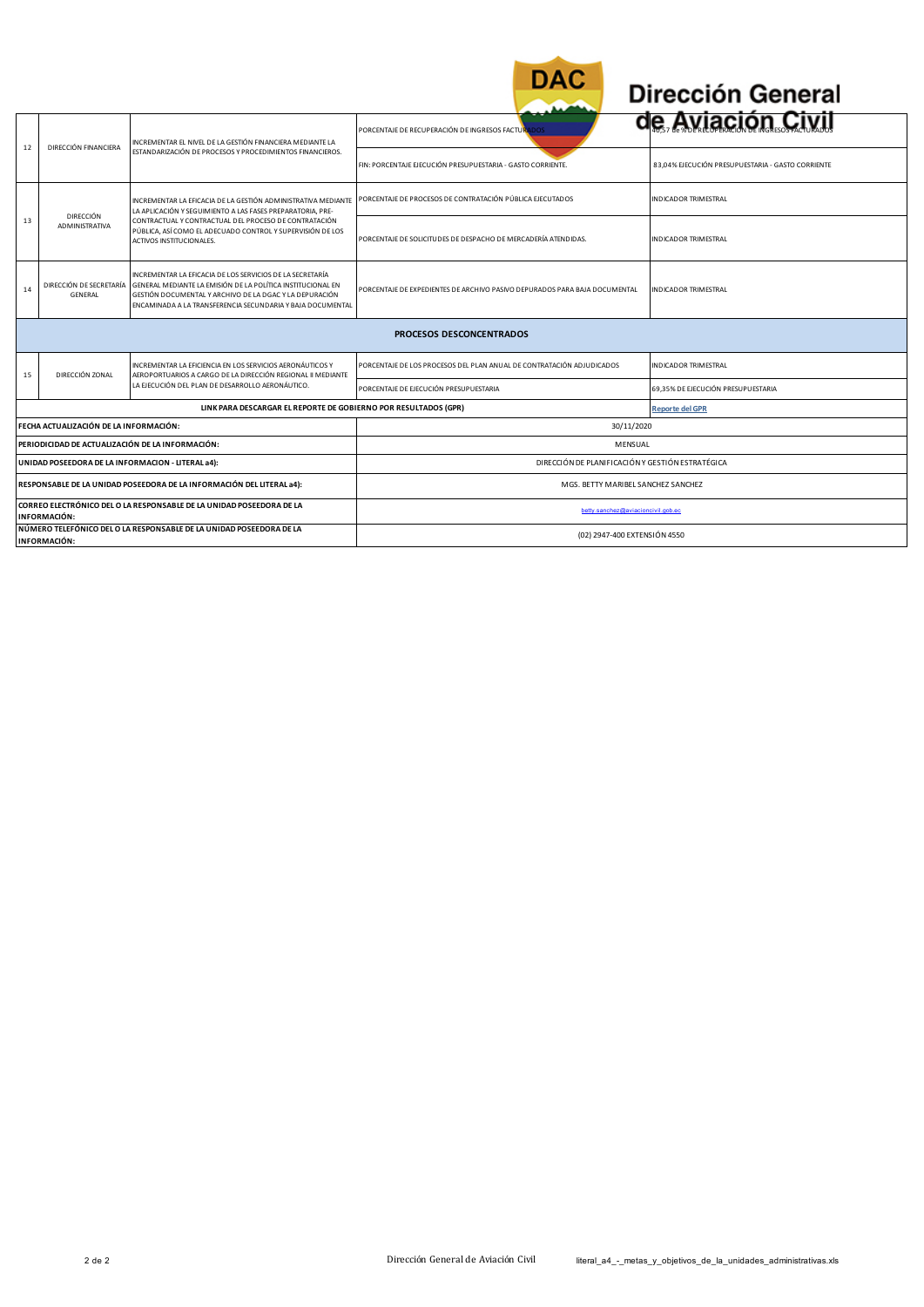| | | | | |
|---|---|---|---|---|
| 12 | DIRECCIÓN FINANCIERA | INCREMENTAR EL NIVEL DE LA GESTIÓN FINANCIERA MEDIANTE LA ESTANDARIZACIÓN DE PROCESOS Y PROCEDIMIENTOS FINANCIEROS. | PORCENTAJE DE RECUPERACIÓN DE INGRESOS FACTURADOS | 40,57 de % DE RECUPERACIÓN DE INGRESOS FACTURADOS |
| | | | FIN: PORCENTAJE EJECUCIÓN PRESUPUESTARIA - GASTO CORRIENTE. | 83,04% EJECUCIÓN PRESUPUESTARIA - GASTO CORRIENTE |
| 13 | DIRECCIÓN ADMINISTRATIVA | INCREMENTAR LA EFICACIA DE LA GESTIÓN ADMINISTRATIVA MEDIANTE LA APLICACIÓN Y SEGUIMIENTO A LAS FASES PREPARATORIA, PRE-CONTRACTUAL Y CONTRACTUAL DEL PROCESO DE CONTRATACIÓN PÚBLICA, ASÍ COMO EL ADECUADO CONTROL Y SUPERVISIÓN DE LOS ACTIVOS INSTITUCIONALES. | PORCENTAJE DE PROCESOS DE CONTRATACIÓN PÚBLICA EJECUTADOS | INDICADOR TRIMESTRAL |
| | | | PORCENTAJE DE SOLICITUDES DE DESPACHO DE MERCADERÍA ATENDIDAS. | INDICADOR TRIMESTRAL |
| 14 | DIRECCIÓN DE SECRETARÍA GENERAL | INCREMENTAR LA EFICACIA DE LOS SERVICIOS DE LA SECRETARÍA GENERAL MEDIANTE LA EMISIÓN DE LA POLÍTICA INSTITUCIONAL EN GESTIÓN DOCUMENTAL Y ARCHIVO DE LA DGAC Y LA DEPURACIÓN ENCAMINADA A LA TRANSFERENCIA SECUNDARIA Y BAJA DOCUMENTAL | PORCENTAJE DE EXPEDIENTES DE ARCHIVO PASIVO DEPURADOS PARA BAJA DOCUMENTAL | INDICADOR TRIMESTRAL |
| **PROCESOS DESCONCENTRADOS** | | | | |
| 15 | DIRECCIÓN ZONAL | INCREMENTAR LA EFICIENCIA EN LOS SERVICIOS AERONÁUTICOS Y AEROPORTUARIOS A CARGO DE LA DIRECCIÓN REGIONAL II MEDIANTE LA EJECUCIÓN DEL PLAN DE DESARROLLO AERONÁUTICO. | PORCENTAJE DE LOS PROCESOS DEL PLAN ANUAL DE CONTRATACIÓN ADJUDICADOS | INDICADOR TRIMESTRAL |
| | | | PORCENTAJE DE EJECUCIÓN PRESUPUESTARIA | 69,35% DE EJECUCIÓN PRESUPUESTARIA |
| **LINK PARA DESCARGAR EL REPORTE DE GOBIERNO POR RESULTADOS (GPR)** | | | | Reporte del GPR |

| | |
|---|---|
| **FECHA ACTUALIZACIÓN DE LA INFORMACIÓN:** | 30/11/2020 |
| **PERIODICIDAD DE ACTUALIZACIÓN DE LA INFORMACIÓN:** | MENSUAL |
| **UNIDAD POSEEDORA DE LA INFORMACION - LITERAL a4):** | DIRECCIÓN DE PLANIFICACIÓN Y GESTIÓN ESTRATÉGICA |
| **RESPONSABLE DE LA UNIDAD POSEEDORA DE LA INFORMACIÓN DEL LITERAL a4):** | MGS. BETTY MARIBEL SANCHEZ SANCHEZ |
| **CORREO ELECTRÓNICO DEL O LA RESPONSABLE DE LA UNIDAD POSEEDORA DE LA INFORMACIÓN:** | betty.sanchez@aviacioncivil.gob.ec |
| **NÚMERO TELEFÓNICO DEL O LA RESPONSABLE DE LA UNIDAD POSEEDORA DE LA INFORMACIÓN:** | (02) 2947-400 EXTENSIÓN 4550 |